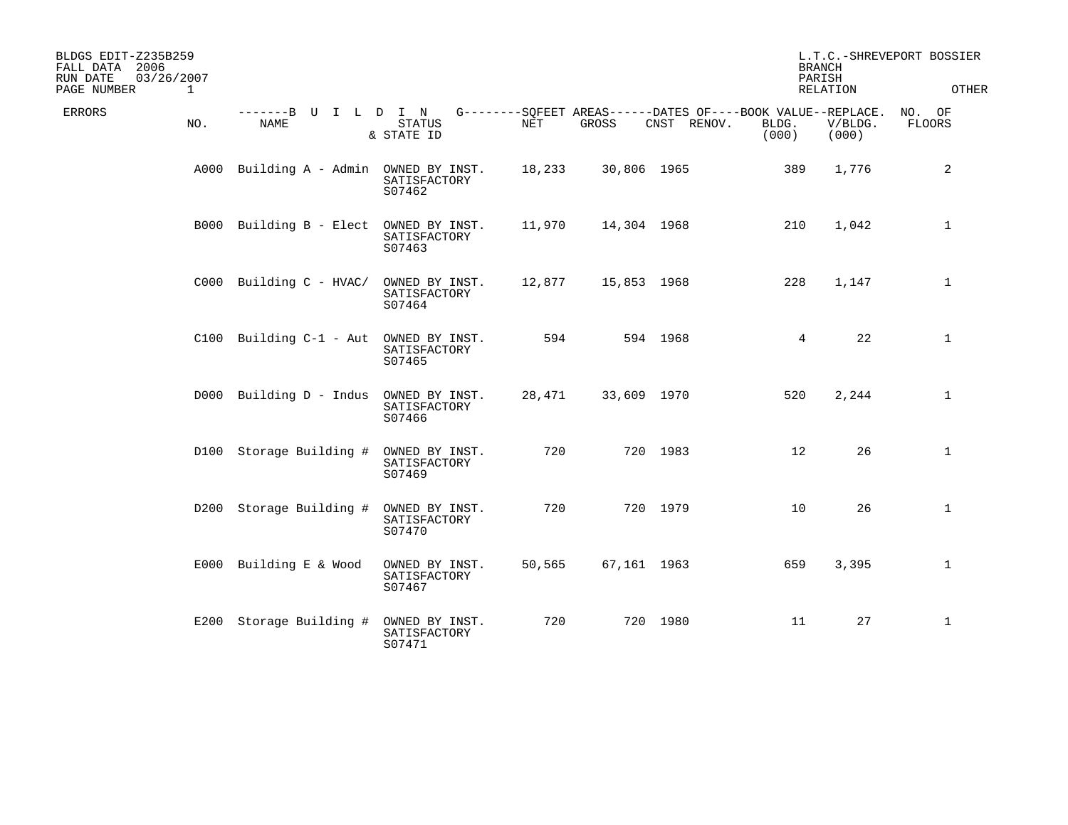BLDGS EDIT-Z235B259
FALL DATA 2006
RUN DATE 03/26/2007
PAGE NUMBER 1

L.T.C.-SHREVEPORT BOSSIER
BRANCH
PARISH
RELATION OTHER

| ERRORS | NO. | BUILDING NAME | STATUS & STATE ID | SQFEET AREAS NET | SQFEET AREAS GROSS | DATES OF CNST | DATES OF RENOV. | BOOK VALUE BLDG. (000) | REPLACE. V/BLDG. (000) | NO. OF FLOORS |
|---|---|---|---|---|---|---|---|---|---|---|
| | A000 | Building A - Admin | OWNED BY INST. SATISFACTORY S07462 | 18,233 | 30,806 | 1965 | | 389 | 1,776 | 2 |
| | B000 | Building B - Elect | OWNED BY INST. SATISFACTORY S07463 | 11,970 | 14,304 | 1968 | | 210 | 1,042 | 1 |
| | C000 | Building C - HVAC/ | OWNED BY INST. SATISFACTORY S07464 | 12,877 | 15,853 | 1968 | | 228 | 1,147 | 1 |
| | C100 | Building C-1 - Aut | OWNED BY INST. SATISFACTORY S07465 | 594 | 594 | 1968 | | 4 | 22 | 1 |
| | D000 | Building D - Indus | OWNED BY INST. SATISFACTORY S07466 | 28,471 | 33,609 | 1970 | | 520 | 2,244 | 1 |
| | D100 | Storage Building # | OWNED BY INST. SATISFACTORY S07469 | 720 | 720 | 1983 | | 12 | 26 | 1 |
| | D200 | Storage Building # | OWNED BY INST. SATISFACTORY S07470 | 720 | 720 | 1979 | | 10 | 26 | 1 |
| | E000 | Building E & Wood | OWNED BY INST. SATISFACTORY S07467 | 50,565 | 67,161 | 1963 | | 659 | 3,395 | 1 |
| | E200 | Storage Building # | OWNED BY INST. SATISFACTORY S07471 | 720 | 720 | 1980 | | 11 | 27 | 1 |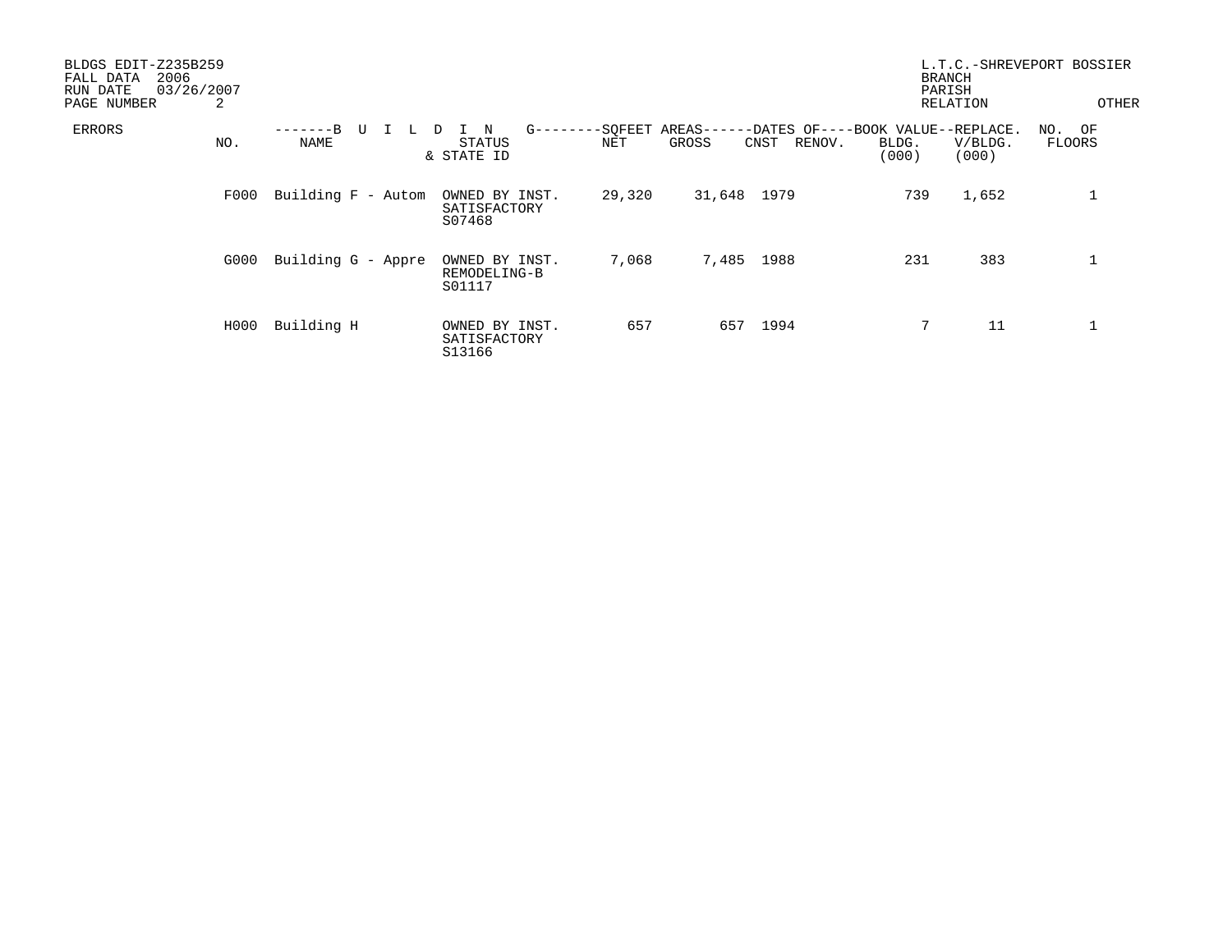BLDGS EDIT-Z235B259
FALL DATA 2006
RUN DATE 03/26/2007
PAGE NUMBER 2

L.T.C.-SHREVEPORT BOSSIER
BRANCH
PARISH
RELATION
OTHER

| ERRORS | NO. | NAME | STATUS & STATE ID | SQFEET AREAS NET | SQFEET AREAS GROSS | DATES OF CNST | DATES OF RENOV. | BOOK VALUE BLDG. (000) | REPLACE. V/BLDG. (000) | NO. OF FLOORS |
|---|---|---|---|---|---|---|---|---|---|---|
| | F000 | Building F - Autom | OWNED BY INST. SATISFACTORY S07468 | 29,320 | 31,648 | 1979 | | 739 | 1,652 | 1 |
| | G000 | Building G - Appre | OWNED BY INST. REMODELING-B S01117 | 7,068 | 7,485 | 1988 | | 231 | 383 | 1 |
| | H000 | Building H | OWNED BY INST. SATISFACTORY S13166 | 657 | 657 | 1994 | | 7 | 11 | 1 |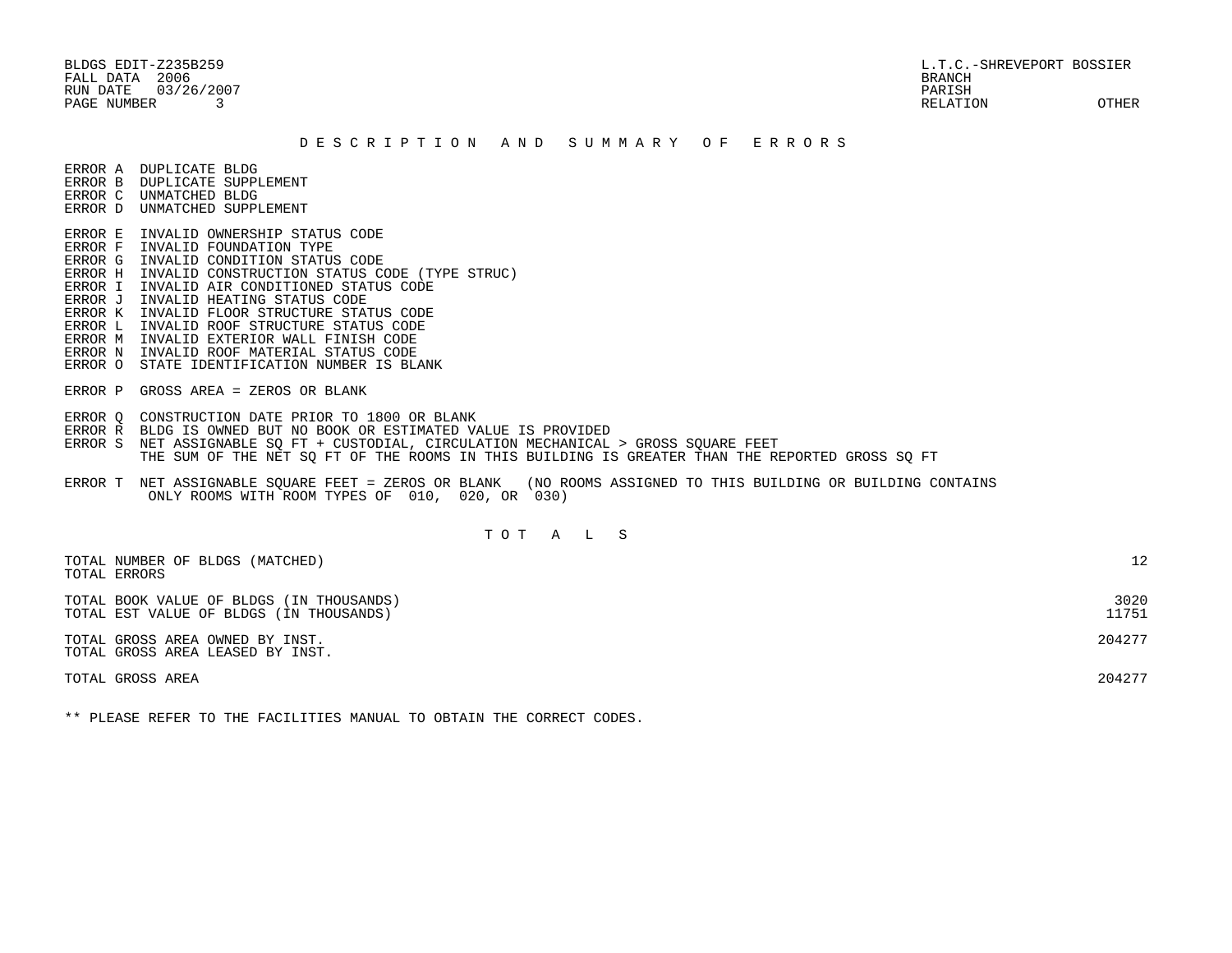BLDGS EDIT-Z235B259
FALL DATA 2006
RUN DATE 03/26/2007
PAGE NUMBER 3

L.T.C.-SHREVEPORT BOSSIER
BRANCH
PARISH
RELATION OTHER

## D E S C R I P T I O N A N D S U M M A R Y O F E R R O R S

ERROR A DUPLICATE BLDG
ERROR B DUPLICATE SUPPLEMENT
ERROR C UNMATCHED BLDG
ERROR D UNMATCHED SUPPLEMENT

ERROR E INVALID OWNERSHIP STATUS CODE
ERROR F INVALID FOUNDATION TYPE
ERROR G INVALID CONDITION STATUS CODE
ERROR H INVALID CONSTRUCTION STATUS CODE (TYPE STRUC)
ERROR I INVALID AIR CONDITIONED STATUS CODE
ERROR J INVALID HEATING STATUS CODE
ERROR K INVALID FLOOR STRUCTURE STATUS CODE
ERROR L INVALID ROOF STRUCTURE STATUS CODE
ERROR M INVALID EXTERIOR WALL FINISH CODE
ERROR N INVALID ROOF MATERIAL STATUS CODE
ERROR O STATE IDENTIFICATION NUMBER IS BLANK

ERROR P GROSS AREA = ZEROS OR BLANK

ERROR Q CONSTRUCTION DATE PRIOR TO 1800 OR BLANK
ERROR R BLDG IS OWNED BUT NO BOOK OR ESTIMATED VALUE IS PROVIDED
ERROR S NET ASSIGNABLE SQ FT + CUSTODIAL, CIRCULATION MECHANICAL > GROSS SQUARE FEET
THE SUM OF THE NET SQ FT OF THE ROOMS IN THIS BUILDING IS GREATER THAN THE REPORTED GROSS SQ FT

ERROR T NET ASSIGNABLE SQUARE FEET = ZEROS OR BLANK (NO ROOMS ASSIGNED TO THIS BUILDING OR BUILDING CONTAINS ONLY ROOMS WITH ROOM TYPES OF 010, 020, OR 030)

## T O T A L S

| | |
|---|---|
| TOTAL NUMBER OF BLDGS (MATCHED) | 12 |
| TOTAL ERRORS | |
| TOTAL BOOK VALUE OF BLDGS (IN THOUSANDS) | 3020 |
| TOTAL EST VALUE OF BLDGS (IN THOUSANDS) | 11751 |
| TOTAL GROSS AREA OWNED BY INST. | 204277 |
| TOTAL GROSS AREA LEASED BY INST. | |
| TOTAL GROSS AREA | 204277 |

** PLEASE REFER TO THE FACILITIES MANUAL TO OBTAIN THE CORRECT CODES.